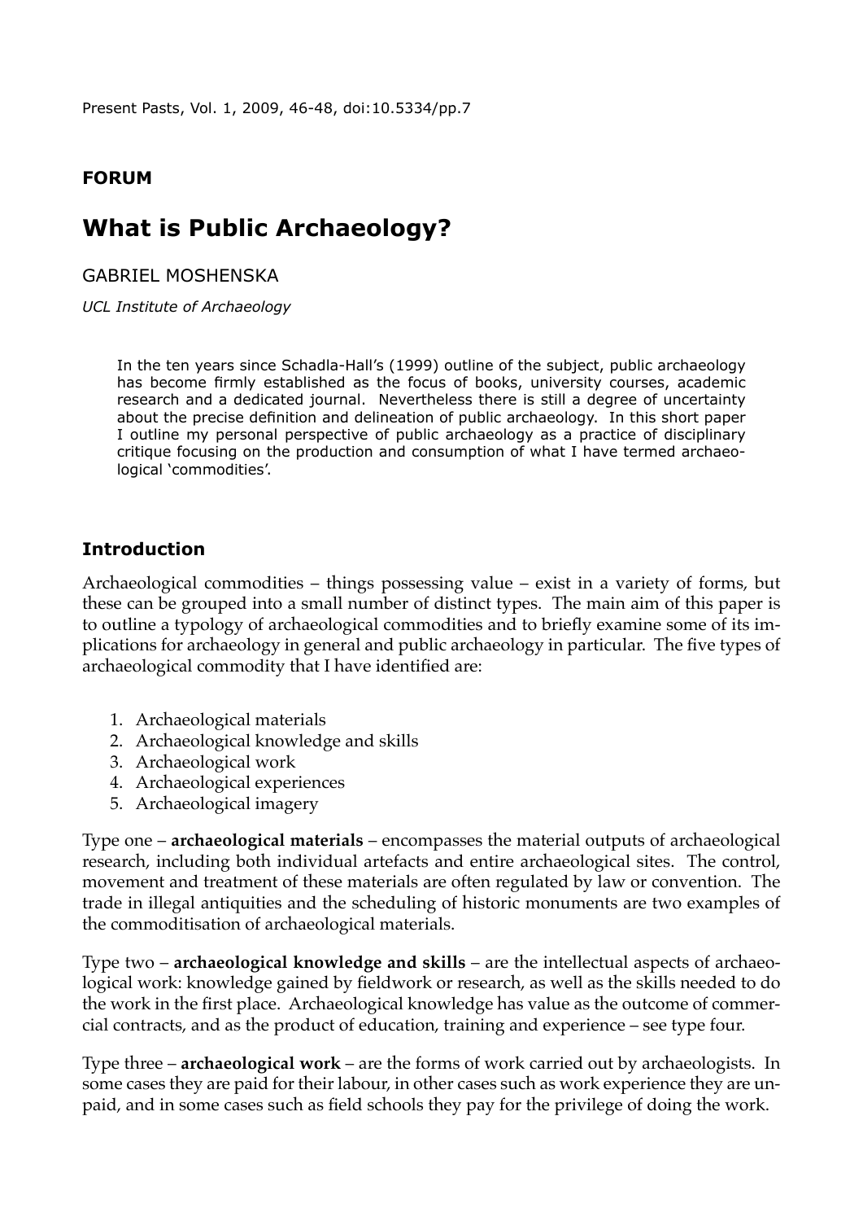**FORUM**

# What is Public Archaeology?

GABRIEL MOSHENSKA

*UCL Institute of Archaeology*

In the ten years since Schadla-Hall's (1999) outline of the subject, public archaeology has become firmly established as the focus of books, university courses, academic research and a dedicated journal. Nevertheless there is still a degree of uncertainty about the precise definition and delineation of public archaeology. In this short paper I outline my personal perspective of public archaeology as a practice of disciplinary critique focusing on the production and consumption of what I have termed archaeological 'commodities'.

## Introduction

Archaeological commodities – things possessing value – exist in a variety of forms, but these can be grouped into a small number of distinct types. The main aim of this paper is to outline a typology of archaeological commodities and to briefly examine some of its implications for archaeology in general and public archaeology in particular. The five types of archaeological commodity that I have identified are:

1. Archaeological materials
2. Archaeological knowledge and skills
3. Archaeological work
4. Archaeological experiences
5. Archaeological imagery

Type one – **archaeological materials** – encompasses the material outputs of archaeological research, including both individual artefacts and entire archaeological sites. The control, movement and treatment of these materials are often regulated by law or convention. The trade in illegal antiquities and the scheduling of historic monuments are two examples of the commoditisation of archaeological materials.

Type two – **archaeological knowledge and skills** – are the intellectual aspects of archaeological work: knowledge gained by fieldwork or research, as well as the skills needed to do the work in the first place. Archaeological knowledge has value as the outcome of commercial contracts, and as the product of education, training and experience – see type four.

Type three – **archaeological work** – are the forms of work carried out by archaeologists. In some cases they are paid for their labour, in other cases such as work experience they are unpaid, and in some cases such as field schools they pay for the privilege of doing the work.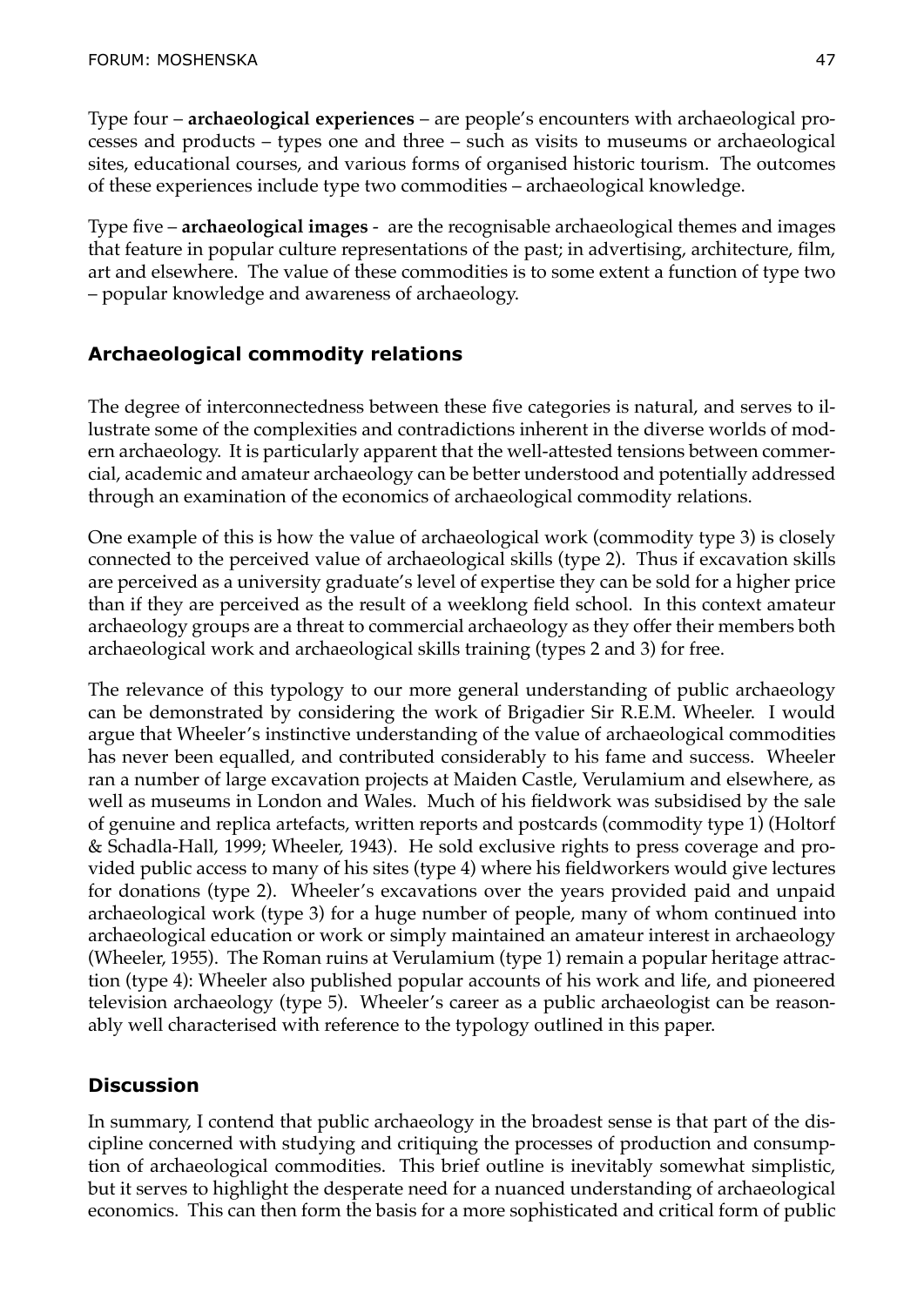Type four – **archaeological experiences** – are people's encounters with archaeological processes and products – types one and three – such as visits to museums or archaeological sites, educational courses, and various forms of organised historic tourism. The outcomes of these experiences include type two commodities – archaeological knowledge.

Type five – **archaeological images** - are the recognisable archaeological themes and images that feature in popular culture representations of the past; in advertising, architecture, film, art and elsewhere. The value of these commodities is to some extent a function of type two – popular knowledge and awareness of archaeology.

## Archaeological commodity relations

The degree of interconnectedness between these five categories is natural, and serves to illustrate some of the complexities and contradictions inherent in the diverse worlds of modern archaeology. It is particularly apparent that the well-attested tensions between commercial, academic and amateur archaeology can be better understood and potentially addressed through an examination of the economics of archaeological commodity relations.

One example of this is how the value of archaeological work (commodity type 3) is closely connected to the perceived value of archaeological skills (type 2). Thus if excavation skills are perceived as a university graduate's level of expertise they can be sold for a higher price than if they are perceived as the result of a weeklong field school. In this context amateur archaeology groups are a threat to commercial archaeology as they offer their members both archaeological work and archaeological skills training (types 2 and 3) for free.

The relevance of this typology to our more general understanding of public archaeology can be demonstrated by considering the work of Brigadier Sir R.E.M. Wheeler. I would argue that Wheeler's instinctive understanding of the value of archaeological commodities has never been equalled, and contributed considerably to his fame and success. Wheeler ran a number of large excavation projects at Maiden Castle, Verulamium and elsewhere, as well as museums in London and Wales. Much of his fieldwork was subsidised by the sale of genuine and replica artefacts, written reports and postcards (commodity type 1) (Holtorf & Schadla-Hall, 1999; Wheeler, 1943). He sold exclusive rights to press coverage and provided public access to many of his sites (type 4) where his fieldworkers would give lectures for donations (type 2). Wheeler's excavations over the years provided paid and unpaid archaeological work (type 3) for a huge number of people, many of whom continued into archaeological education or work or simply maintained an amateur interest in archaeology (Wheeler, 1955). The Roman ruins at Verulamium (type 1) remain a popular heritage attraction (type 4): Wheeler also published popular accounts of his work and life, and pioneered television archaeology (type 5). Wheeler's career as a public archaeologist can be reasonably well characterised with reference to the typology outlined in this paper.

## Discussion

In summary, I contend that public archaeology in the broadest sense is that part of the discipline concerned with studying and critiquing the processes of production and consumption of archaeological commodities. This brief outline is inevitably somewhat simplistic, but it serves to highlight the desperate need for a nuanced understanding of archaeological economics. This can then form the basis for a more sophisticated and critical form of public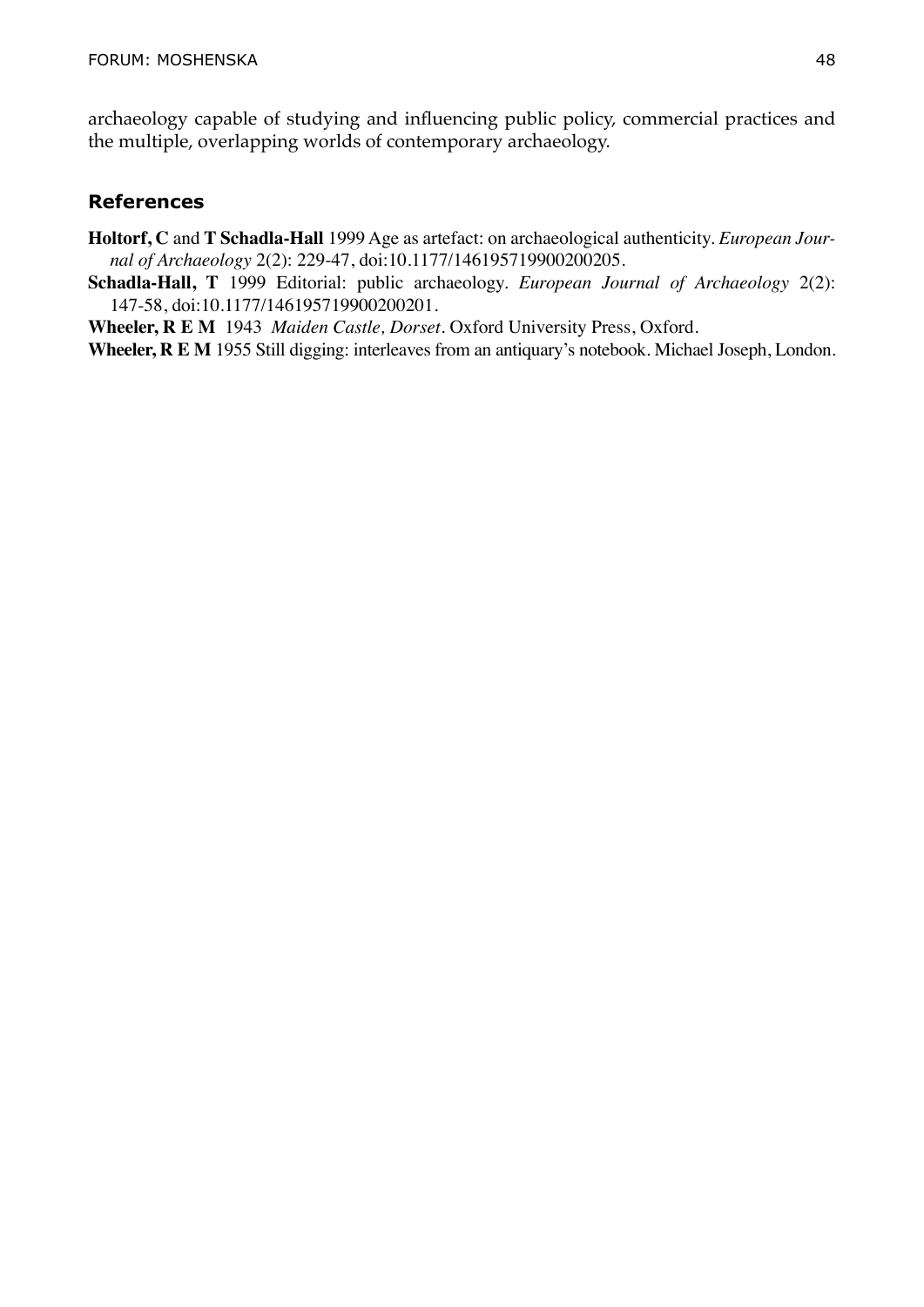archaeology capable of studying and influencing public policy, commercial practices and the multiple, overlapping worlds of contemporary archaeology.

## References

**Holtorf, C** and **T Schadla-Hall** 1999 Age as artefact: on archaeological authenticity. *European Journal of Archaeology* 2(2): 229-47, doi:10.1177/146195719900200205.

**Schadla-Hall, T** 1999 Editorial: public archaeology. *European Journal of Archaeology* 2(2): 147-58, doi:10.1177/146195719900200201.

**Wheeler, R E M** 1943 *Maiden Castle, Dorset*. Oxford University Press, Oxford.

**Wheeler, R E M** 1955 Still digging: interleaves from an antiquary's notebook. Michael Joseph, London.